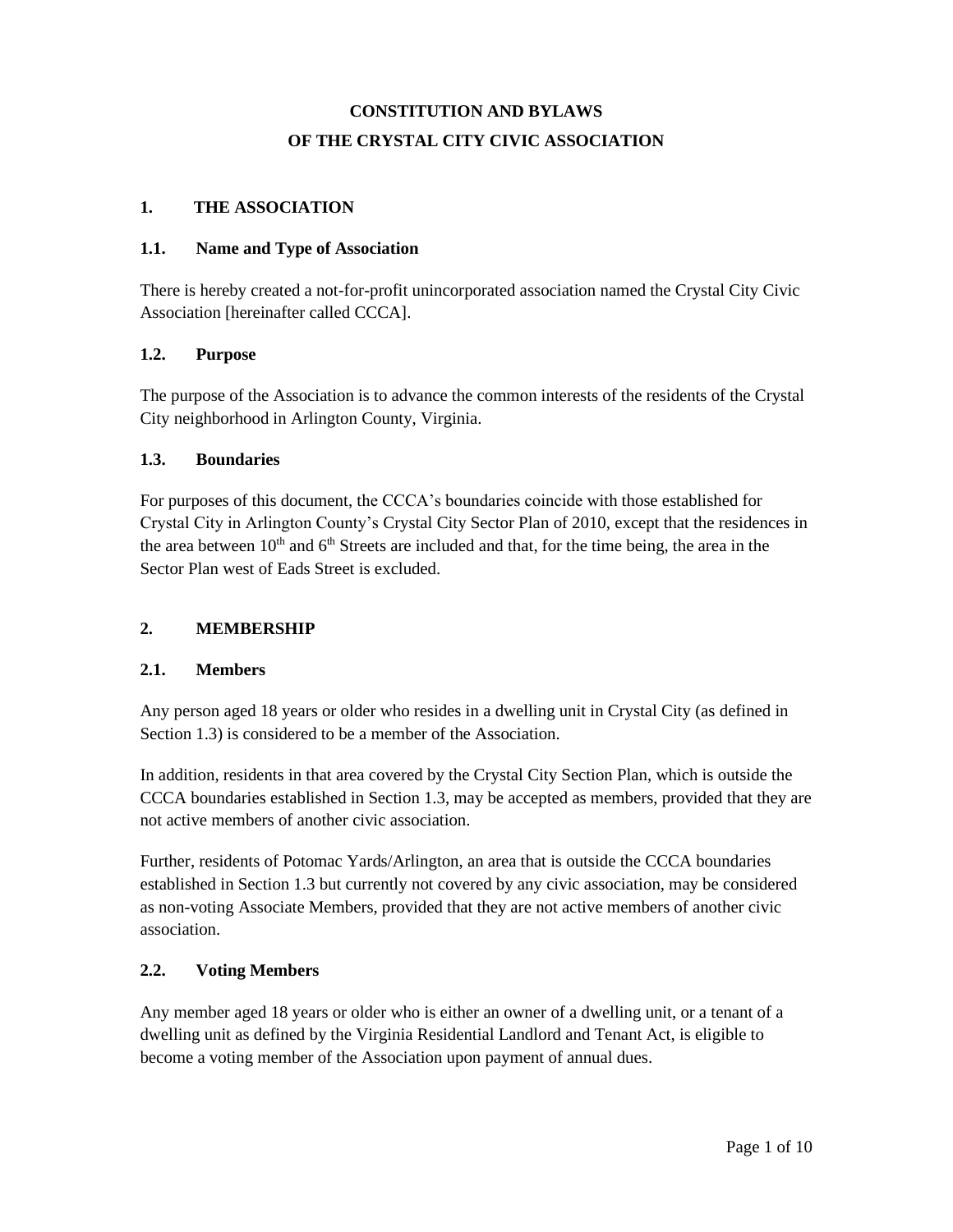# CONSTITUTION AND BYLAWS
# OF THE CRYSTAL CITY CIVIC ASSOCIATION

## 1. THE ASSOCIATION

### 1.1. Name and Type of Association

There is hereby created a not-for-profit unincorporated association named the Crystal City Civic Association [hereinafter called CCCA].

### 1.2. Purpose

The purpose of the Association is to advance the common interests of the residents of the Crystal City neighborhood in Arlington County, Virginia.

### 1.3. Boundaries

For purposes of this document, the CCCA's boundaries coincide with those established for Crystal City in Arlington County's Crystal City Sector Plan of 2010, except that the residences in the area between 10th and 6th Streets are included and that, for the time being, the area in the Sector Plan west of Eads Street is excluded.

## 2. MEMBERSHIP

### 2.1. Members

Any person aged 18 years or older who resides in a dwelling unit in Crystal City (as defined in Section 1.3) is considered to be a member of the Association.

In addition, residents in that area covered by the Crystal City Section Plan, which is outside the CCCA boundaries established in Section 1.3, may be accepted as members, provided that they are not active members of another civic association.

Further, residents of Potomac Yards/Arlington, an area that is outside the CCCA boundaries established in Section 1.3 but currently not covered by any civic association, may be considered as non-voting Associate Members, provided that they are not active members of another civic association.

### 2.2. Voting Members

Any member aged 18 years or older who is either an owner of a dwelling unit, or a tenant of a dwelling unit as defined by the Virginia Residential Landlord and Tenant Act, is eligible to become a voting member of the Association upon payment of annual dues.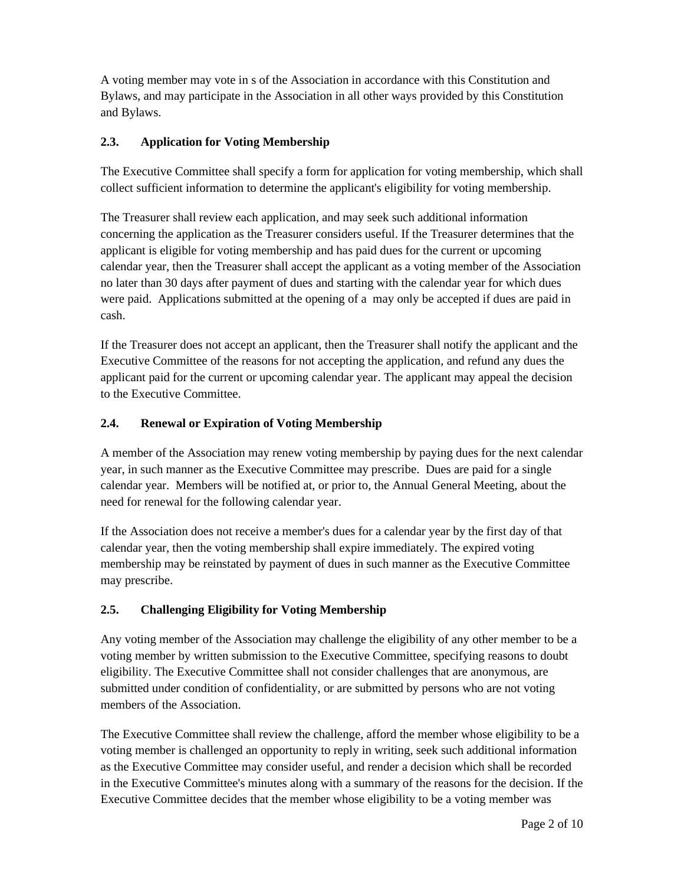A voting member may vote in s of the Association in accordance with this Constitution and Bylaws, and may participate in the Association in all other ways provided by this Constitution and Bylaws.

### 2.3. Application for Voting Membership

The Executive Committee shall specify a form for application for voting membership, which shall collect sufficient information to determine the applicant's eligibility for voting membership.

The Treasurer shall review each application, and may seek such additional information concerning the application as the Treasurer considers useful. If the Treasurer determines that the applicant is eligible for voting membership and has paid dues for the current or upcoming calendar year, then the Treasurer shall accept the applicant as a voting member of the Association no later than 30 days after payment of dues and starting with the calendar year for which dues were paid. Applications submitted at the opening of a may only be accepted if dues are paid in cash.

If the Treasurer does not accept an applicant, then the Treasurer shall notify the applicant and the Executive Committee of the reasons for not accepting the application, and refund any dues the applicant paid for the current or upcoming calendar year. The applicant may appeal the decision to the Executive Committee.

### 2.4. Renewal or Expiration of Voting Membership

A member of the Association may renew voting membership by paying dues for the next calendar year, in such manner as the Executive Committee may prescribe. Dues are paid for a single calendar year. Members will be notified at, or prior to, the Annual General Meeting, about the need for renewal for the following calendar year.

If the Association does not receive a member's dues for a calendar year by the first day of that calendar year, then the voting membership shall expire immediately. The expired voting membership may be reinstated by payment of dues in such manner as the Executive Committee may prescribe.

### 2.5. Challenging Eligibility for Voting Membership

Any voting member of the Association may challenge the eligibility of any other member to be a voting member by written submission to the Executive Committee, specifying reasons to doubt eligibility. The Executive Committee shall not consider challenges that are anonymous, are submitted under condition of confidentiality, or are submitted by persons who are not voting members of the Association.

The Executive Committee shall review the challenge, afford the member whose eligibility to be a voting member is challenged an opportunity to reply in writing, seek such additional information as the Executive Committee may consider useful, and render a decision which shall be recorded in the Executive Committee's minutes along with a summary of the reasons for the decision. If the Executive Committee decides that the member whose eligibility to be a voting member was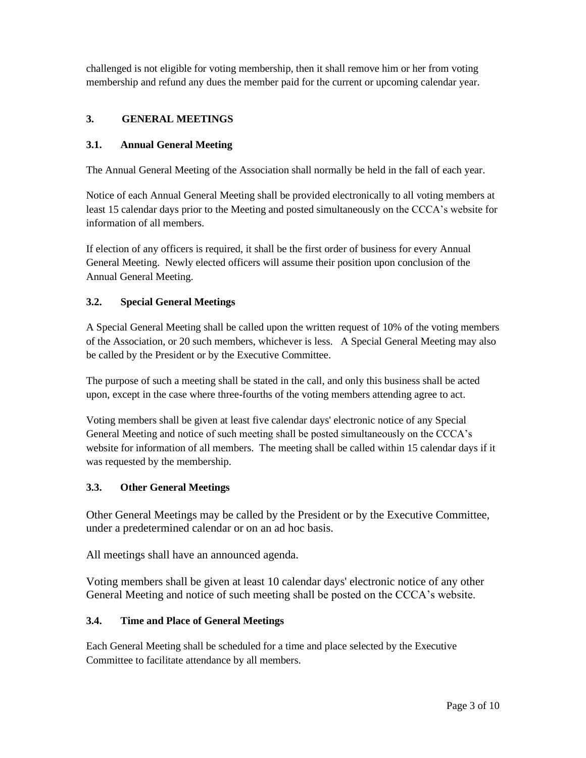challenged is not eligible for voting membership, then it shall remove him or her from voting membership and refund any dues the member paid for the current or upcoming calendar year.

## 3. GENERAL MEETINGS

### 3.1. Annual General Meeting

The Annual General Meeting of the Association shall normally be held in the fall of each year.

Notice of each Annual General Meeting shall be provided electronically to all voting members at least 15 calendar days prior to the Meeting and posted simultaneously on the CCCA's website for information of all members.

If election of any officers is required, it shall be the first order of business for every Annual General Meeting. Newly elected officers will assume their position upon conclusion of the Annual General Meeting.

### 3.2. Special General Meetings

A Special General Meeting shall be called upon the written request of 10% of the voting members of the Association, or 20 such members, whichever is less. A Special General Meeting may also be called by the President or by the Executive Committee.

The purpose of such a meeting shall be stated in the call, and only this business shall be acted upon, except in the case where three-fourths of the voting members attending agree to act.

Voting members shall be given at least five calendar days' electronic notice of any Special General Meeting and notice of such meeting shall be posted simultaneously on the CCCA's website for information of all members. The meeting shall be called within 15 calendar days if it was requested by the membership.

### 3.3. Other General Meetings

Other General Meetings may be called by the President or by the Executive Committee, under a predetermined calendar or on an ad hoc basis.

All meetings shall have an announced agenda.

Voting members shall be given at least 10 calendar days' electronic notice of any other General Meeting and notice of such meeting shall be posted on the CCCA's website.

### 3.4. Time and Place of General Meetings

Each General Meeting shall be scheduled for a time and place selected by the Executive Committee to facilitate attendance by all members.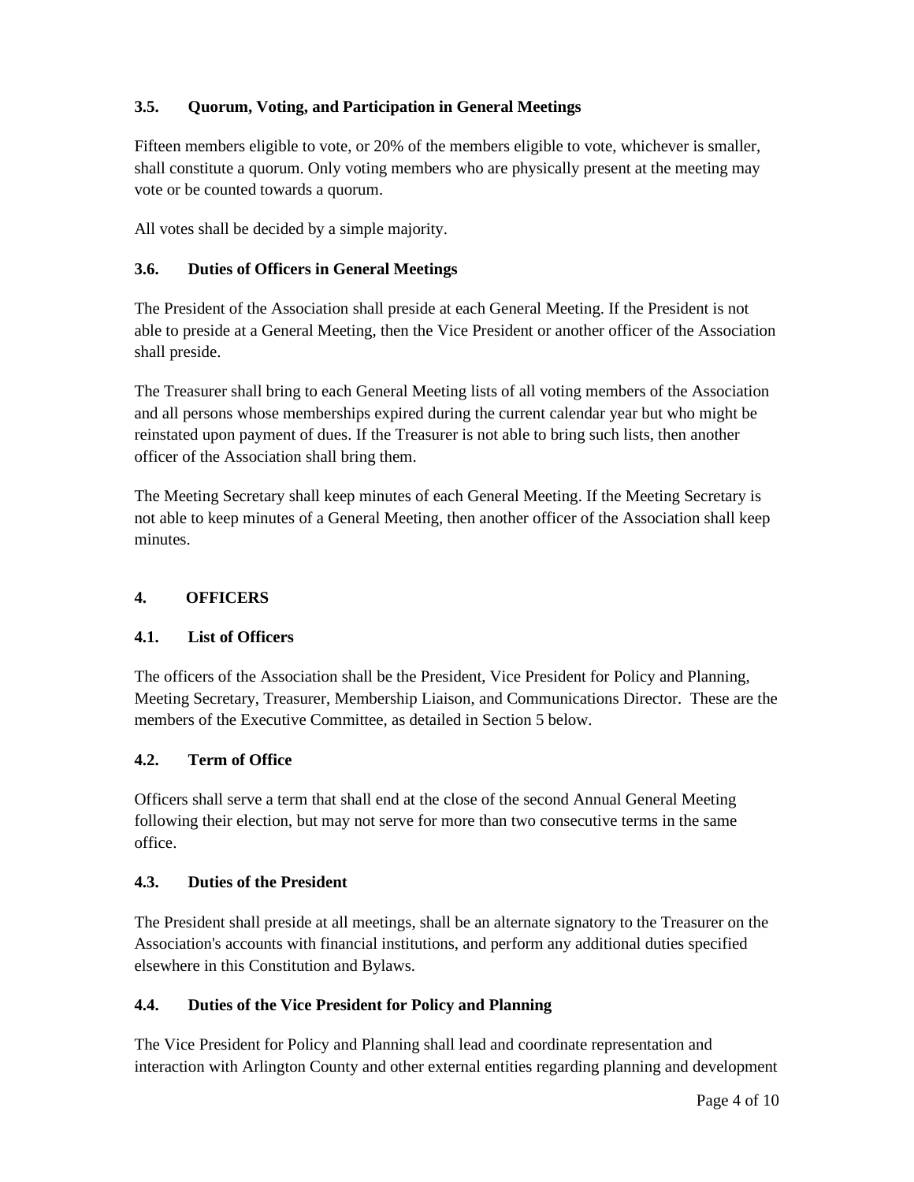### 3.5. Quorum, Voting, and Participation in General Meetings

Fifteen members eligible to vote, or 20% of the members eligible to vote, whichever is smaller, shall constitute a quorum. Only voting members who are physically present at the meeting may vote or be counted towards a quorum.

All votes shall be decided by a simple majority.

### 3.6. Duties of Officers in General Meetings

The President of the Association shall preside at each General Meeting. If the President is not able to preside at a General Meeting, then the Vice President or another officer of the Association shall preside.

The Treasurer shall bring to each General Meeting lists of all voting members of the Association and all persons whose memberships expired during the current calendar year but who might be reinstated upon payment of dues. If the Treasurer is not able to bring such lists, then another officer of the Association shall bring them.

The Meeting Secretary shall keep minutes of each General Meeting. If the Meeting Secretary is not able to keep minutes of a General Meeting, then another officer of the Association shall keep minutes.

## 4. OFFICERS

### 4.1. List of Officers

The officers of the Association shall be the President, Vice President for Policy and Planning, Meeting Secretary, Treasurer, Membership Liaison, and Communications Director. These are the members of the Executive Committee, as detailed in Section 5 below.

### 4.2. Term of Office

Officers shall serve a term that shall end at the close of the second Annual General Meeting following their election, but may not serve for more than two consecutive terms in the same office.

### 4.3. Duties of the President

The President shall preside at all meetings, shall be an alternate signatory to the Treasurer on the Association's accounts with financial institutions, and perform any additional duties specified elsewhere in this Constitution and Bylaws.

### 4.4. Duties of the Vice President for Policy and Planning

The Vice President for Policy and Planning shall lead and coordinate representation and interaction with Arlington County and other external entities regarding planning and development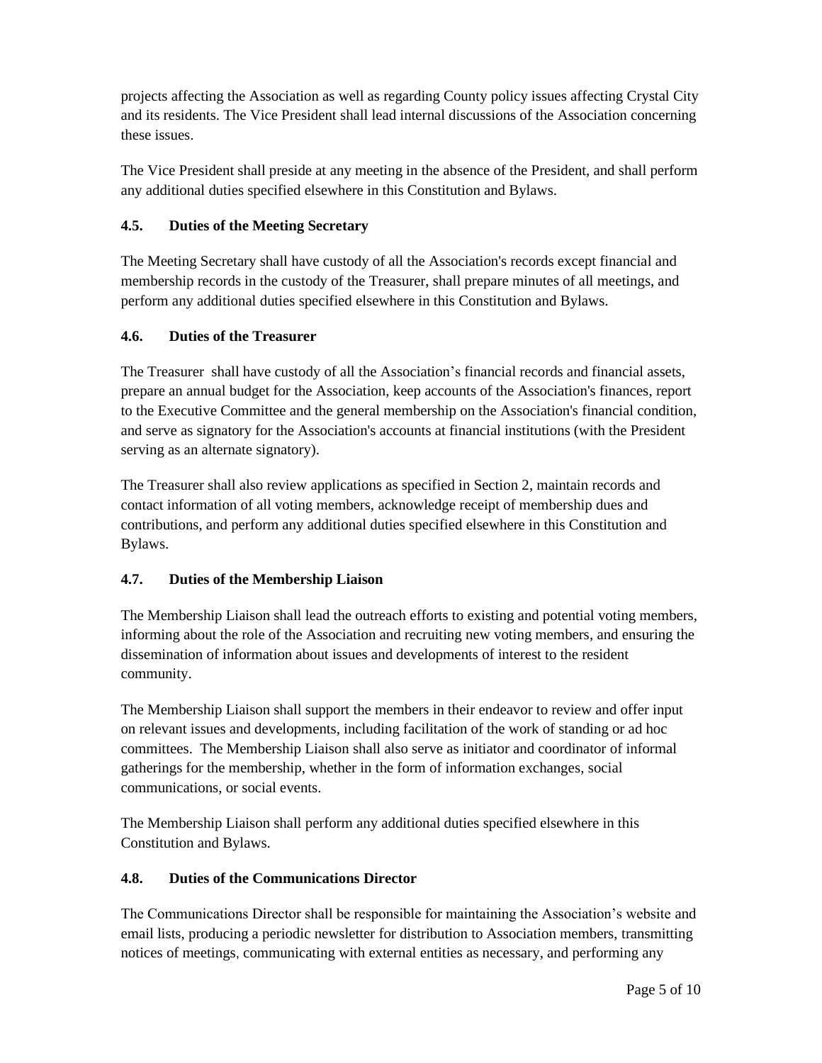projects affecting the Association as well as regarding County policy issues affecting Crystal City and its residents. The Vice President shall lead internal discussions of the Association concerning these issues.

The Vice President shall preside at any meeting in the absence of the President, and shall perform any additional duties specified elsewhere in this Constitution and Bylaws.

### 4.5. Duties of the Meeting Secretary

The Meeting Secretary shall have custody of all the Association's records except financial and membership records in the custody of the Treasurer, shall prepare minutes of all meetings, and perform any additional duties specified elsewhere in this Constitution and Bylaws.

### 4.6. Duties of the Treasurer

The Treasurer shall have custody of all the Association's financial records and financial assets, prepare an annual budget for the Association, keep accounts of the Association's finances, report to the Executive Committee and the general membership on the Association's financial condition, and serve as signatory for the Association's accounts at financial institutions (with the President serving as an alternate signatory).

The Treasurer shall also review applications as specified in Section 2, maintain records and contact information of all voting members, acknowledge receipt of membership dues and contributions, and perform any additional duties specified elsewhere in this Constitution and Bylaws.

### 4.7. Duties of the Membership Liaison

The Membership Liaison shall lead the outreach efforts to existing and potential voting members, informing about the role of the Association and recruiting new voting members, and ensuring the dissemination of information about issues and developments of interest to the resident community.

The Membership Liaison shall support the members in their endeavor to review and offer input on relevant issues and developments, including facilitation of the work of standing or ad hoc committees. The Membership Liaison shall also serve as initiator and coordinator of informal gatherings for the membership, whether in the form of information exchanges, social communications, or social events.

The Membership Liaison shall perform any additional duties specified elsewhere in this Constitution and Bylaws.

### 4.8. Duties of the Communications Director

The Communications Director shall be responsible for maintaining the Association's website and email lists, producing a periodic newsletter for distribution to Association members, transmitting notices of meetings, communicating with external entities as necessary, and performing any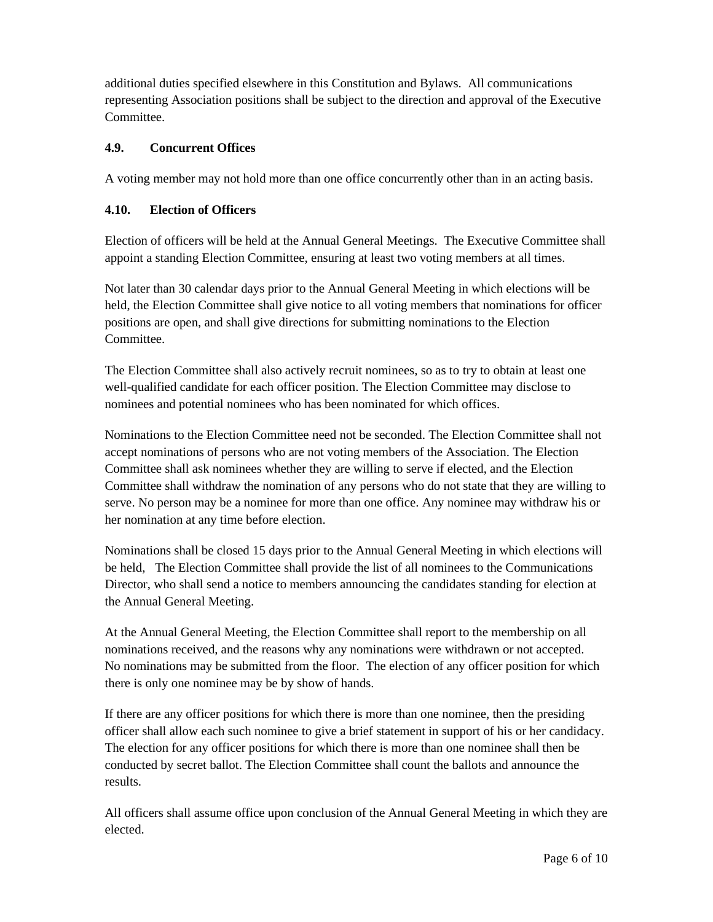additional duties specified elsewhere in this Constitution and Bylaws. All communications representing Association positions shall be subject to the direction and approval of the Executive Committee.

### 4.9. Concurrent Offices

A voting member may not hold more than one office concurrently other than in an acting basis.

### 4.10. Election of Officers

Election of officers will be held at the Annual General Meetings. The Executive Committee shall appoint a standing Election Committee, ensuring at least two voting members at all times.

Not later than 30 calendar days prior to the Annual General Meeting in which elections will be held, the Election Committee shall give notice to all voting members that nominations for officer positions are open, and shall give directions for submitting nominations to the Election Committee.

The Election Committee shall also actively recruit nominees, so as to try to obtain at least one well-qualified candidate for each officer position. The Election Committee may disclose to nominees and potential nominees who has been nominated for which offices.

Nominations to the Election Committee need not be seconded. The Election Committee shall not accept nominations of persons who are not voting members of the Association. The Election Committee shall ask nominees whether they are willing to serve if elected, and the Election Committee shall withdraw the nomination of any persons who do not state that they are willing to serve. No person may be a nominee for more than one office. Any nominee may withdraw his or her nomination at any time before election.

Nominations shall be closed 15 days prior to the Annual General Meeting in which elections will be held, The Election Committee shall provide the list of all nominees to the Communications Director, who shall send a notice to members announcing the candidates standing for election at the Annual General Meeting.

At the Annual General Meeting, the Election Committee shall report to the membership on all nominations received, and the reasons why any nominations were withdrawn or not accepted. No nominations may be submitted from the floor. The election of any officer position for which there is only one nominee may be by show of hands.

If there are any officer positions for which there is more than one nominee, then the presiding officer shall allow each such nominee to give a brief statement in support of his or her candidacy. The election for any officer positions for which there is more than one nominee shall then be conducted by secret ballot. The Election Committee shall count the ballots and announce the results.

All officers shall assume office upon conclusion of the Annual General Meeting in which they are elected.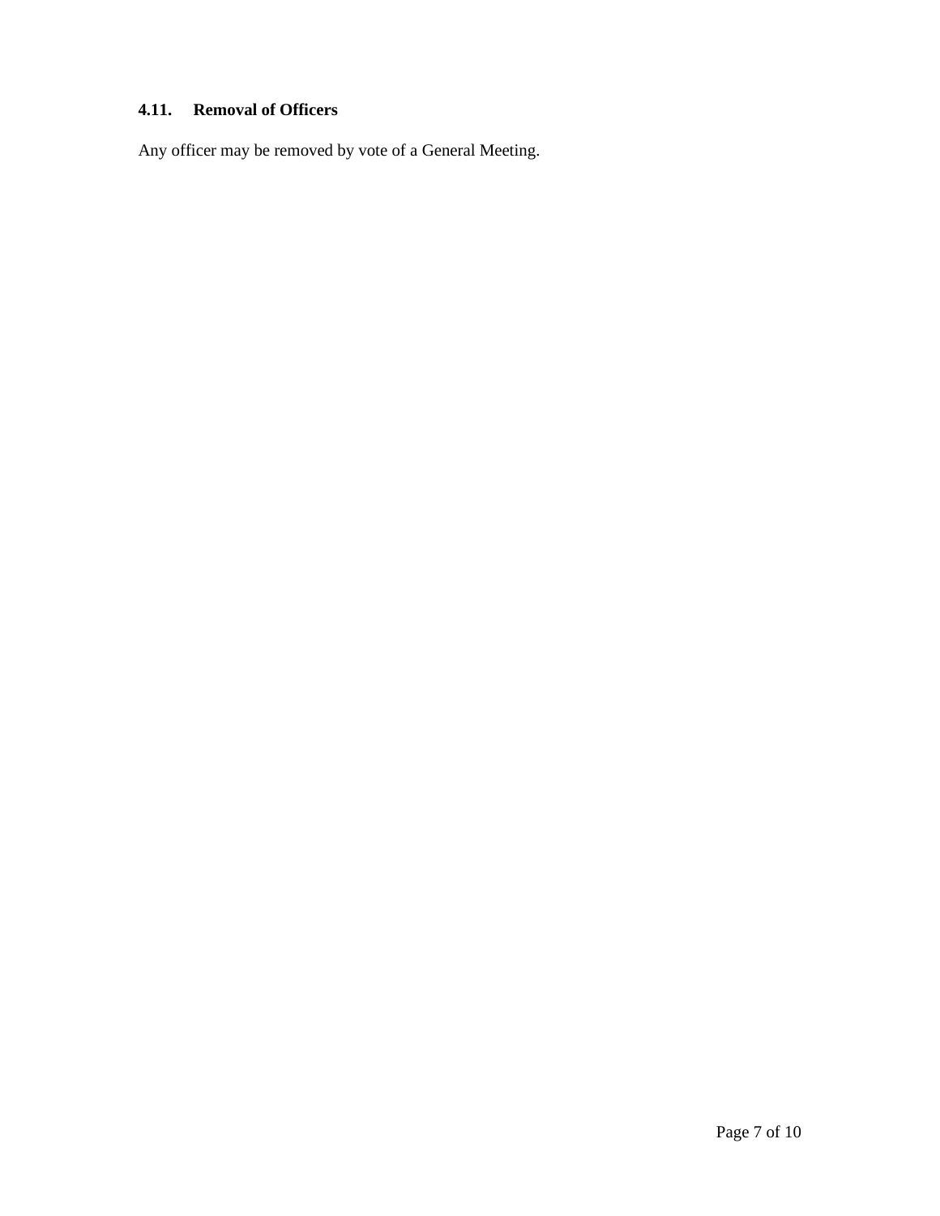### 4.11. Removal of Officers

Any officer may be removed by vote of a General Meeting.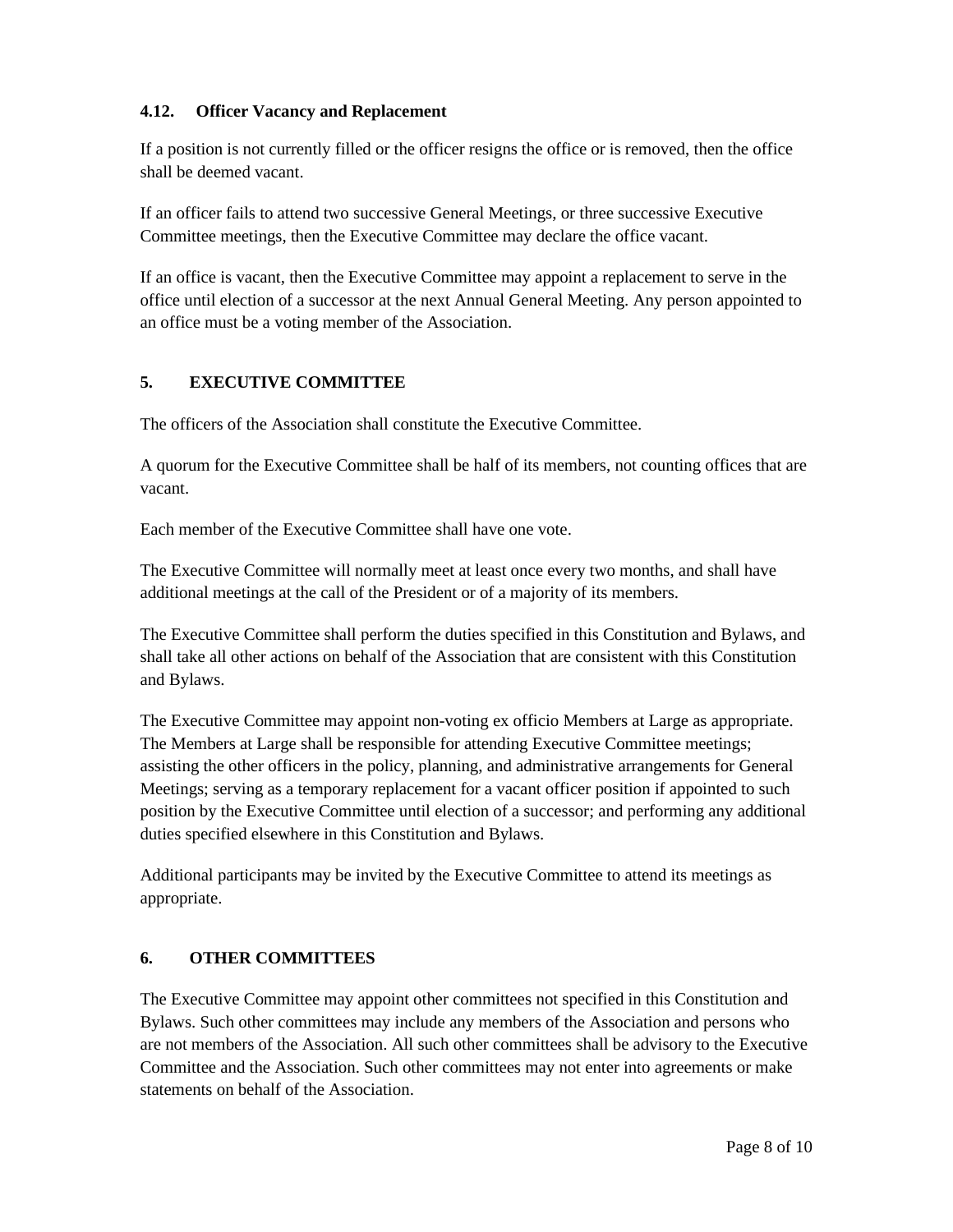### 4.12. Officer Vacancy and Replacement

If a position is not currently filled or the officer resigns the office or is removed, then the office shall be deemed vacant.

If an officer fails to attend two successive General Meetings, or three successive Executive Committee meetings, then the Executive Committee may declare the office vacant.

If an office is vacant, then the Executive Committee may appoint a replacement to serve in the office until election of a successor at the next Annual General Meeting. Any person appointed to an office must be a voting member of the Association.

## 5. EXECUTIVE COMMITTEE

The officers of the Association shall constitute the Executive Committee.

A quorum for the Executive Committee shall be half of its members, not counting offices that are vacant.

Each member of the Executive Committee shall have one vote.

The Executive Committee will normally meet at least once every two months, and shall have additional meetings at the call of the President or of a majority of its members.

The Executive Committee shall perform the duties specified in this Constitution and Bylaws, and shall take all other actions on behalf of the Association that are consistent with this Constitution and Bylaws.

The Executive Committee may appoint non-voting ex officio Members at Large as appropriate. The Members at Large shall be responsible for attending Executive Committee meetings; assisting the other officers in the policy, planning, and administrative arrangements for General Meetings; serving as a temporary replacement for a vacant officer position if appointed to such position by the Executive Committee until election of a successor; and performing any additional duties specified elsewhere in this Constitution and Bylaws.

Additional participants may be invited by the Executive Committee to attend its meetings as appropriate.

## 6. OTHER COMMITTEES

The Executive Committee may appoint other committees not specified in this Constitution and Bylaws. Such other committees may include any members of the Association and persons who are not members of the Association. All such other committees shall be advisory to the Executive Committee and the Association. Such other committees may not enter into agreements or make statements on behalf of the Association.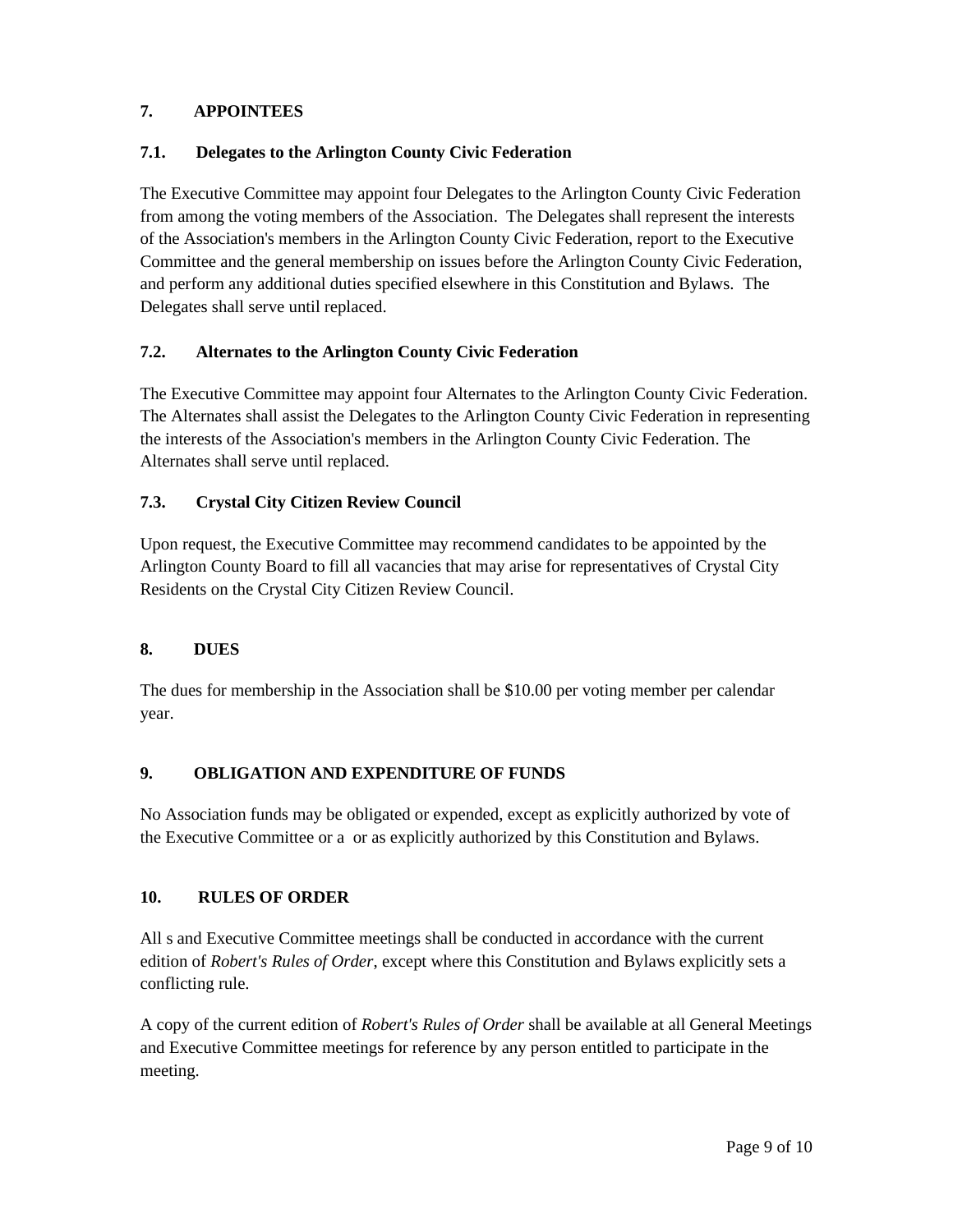## 7. APPOINTEES

### 7.1. Delegates to the Arlington County Civic Federation

The Executive Committee may appoint four Delegates to the Arlington County Civic Federation from among the voting members of the Association. The Delegates shall represent the interests of the Association's members in the Arlington County Civic Federation, report to the Executive Committee and the general membership on issues before the Arlington County Civic Federation, and perform any additional duties specified elsewhere in this Constitution and Bylaws. The Delegates shall serve until replaced.

### 7.2. Alternates to the Arlington County Civic Federation

The Executive Committee may appoint four Alternates to the Arlington County Civic Federation. The Alternates shall assist the Delegates to the Arlington County Civic Federation in representing the interests of the Association's members in the Arlington County Civic Federation. The Alternates shall serve until replaced.

### 7.3. Crystal City Citizen Review Council

Upon request, the Executive Committee may recommend candidates to be appointed by the Arlington County Board to fill all vacancies that may arise for representatives of Crystal City Residents on the Crystal City Citizen Review Council.

## 8. DUES

The dues for membership in the Association shall be $10.00 per voting member per calendar year.

## 9. OBLIGATION AND EXPENDITURE OF FUNDS

No Association funds may be obligated or expended, except as explicitly authorized by vote of the Executive Committee or a  or as explicitly authorized by this Constitution and Bylaws.

## 10. RULES OF ORDER

All s and Executive Committee meetings shall be conducted in accordance with the current edition of *Robert's Rules of Order*, except where this Constitution and Bylaws explicitly sets a conflicting rule.

A copy of the current edition of *Robert's Rules of Order* shall be available at all General Meetings and Executive Committee meetings for reference by any person entitled to participate in the meeting.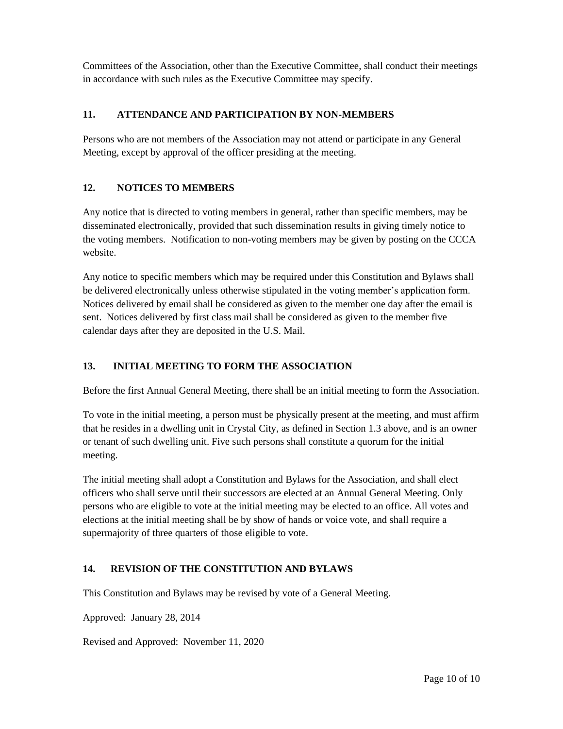Committees of the Association, other than the Executive Committee, shall conduct their meetings in accordance with such rules as the Executive Committee may specify.

## 11. ATTENDANCE AND PARTICIPATION BY NON-MEMBERS

Persons who are not members of the Association may not attend or participate in any General Meeting, except by approval of the officer presiding at the meeting.

## 12. NOTICES TO MEMBERS

Any notice that is directed to voting members in general, rather than specific members, may be disseminated electronically, provided that such dissemination results in giving timely notice to the voting members. Notification to non-voting members may be given by posting on the CCCA website.

Any notice to specific members which may be required under this Constitution and Bylaws shall be delivered electronically unless otherwise stipulated in the voting member's application form. Notices delivered by email shall be considered as given to the member one day after the email is sent. Notices delivered by first class mail shall be considered as given to the member five calendar days after they are deposited in the U.S. Mail.

## 13. INITIAL MEETING TO FORM THE ASSOCIATION

Before the first Annual General Meeting, there shall be an initial meeting to form the Association.

To vote in the initial meeting, a person must be physically present at the meeting, and must affirm that he resides in a dwelling unit in Crystal City, as defined in Section 1.3 above, and is an owner or tenant of such dwelling unit. Five such persons shall constitute a quorum for the initial meeting.

The initial meeting shall adopt a Constitution and Bylaws for the Association, and shall elect officers who shall serve until their successors are elected at an Annual General Meeting. Only persons who are eligible to vote at the initial meeting may be elected to an office. All votes and elections at the initial meeting shall be by show of hands or voice vote, and shall require a supermajority of three quarters of those eligible to vote.

## 14. REVISION OF THE CONSTITUTION AND BYLAWS

This Constitution and Bylaws may be revised by vote of a General Meeting.

Approved: January 28, 2014

Revised and Approved: November 11, 2020